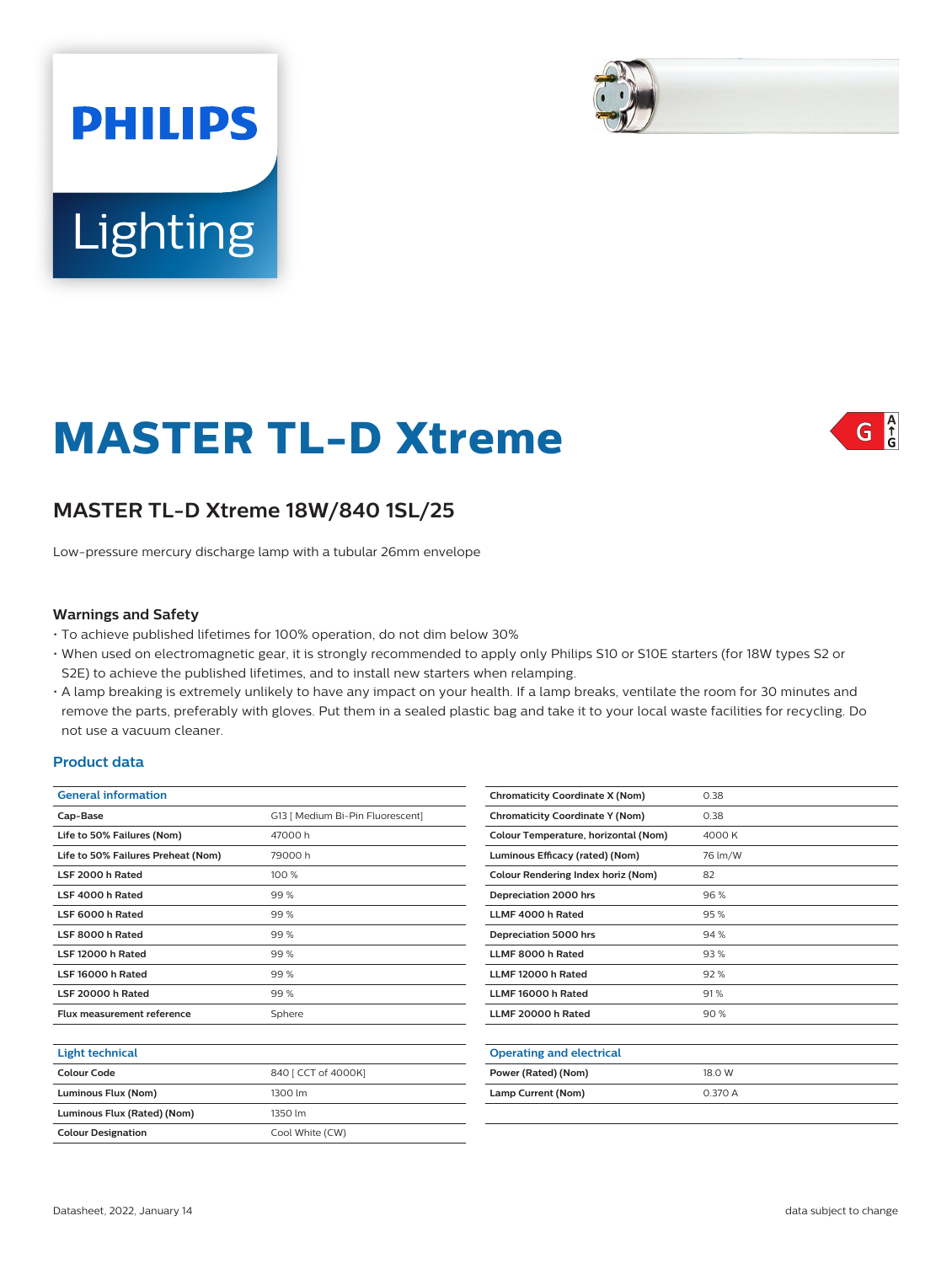PHILIPS

Lighting

# MASTER TL-D Xtreme

G A↑G

## MASTER TL-D Xtreme 18W/840 1SL/25

Low-pressure mercury discharge lamp with a tubular 26mm envelope

### Warnings and Safety

- To achieve published lifetimes for 100% operation, do not dim below 30%
- When used on electromagnetic gear, it is strongly recommended to apply only Philips S10 or S10E starters (for 18W types S2 or S2E) to achieve the published lifetimes, and to install new starters when relamping.
- A lamp breaking is extremely unlikely to have any impact on your health. If a lamp breaks, ventilate the room for 30 minutes and remove the parts, preferably with gloves. Put them in a sealed plastic bag and take it to your local waste facilities for recycling. Do not use a vacuum cleaner.

### Product data

| General information | |
|---|---|
| Cap-Base | G13 [ Medium Bi-Pin Fluorescent] |
| Life to 50% Failures (Nom) | 47000 h |
| Life to 50% Failures Preheat (Nom) | 79000 h |
| LSF 2000 h Rated | 100 % |
| LSF 4000 h Rated | 99 % |
| LSF 6000 h Rated | 99 % |
| LSF 8000 h Rated | 99 % |
| LSF 12000 h Rated | 99 % |
| LSF 16000 h Rated | 99 % |
| LSF 20000 h Rated | 99 % |
| Flux measurement reference | Sphere |

| Light technical | |
|---|---|
| Colour Code | 840 [ CCT of 4000K] |
| Luminous Flux (Nom) | 1300 lm |
| Luminous Flux (Rated) (Nom) | 1350 lm |
| Colour Designation | Cool White (CW) |
| Chromaticity Coordinate X (Nom) | 0.38 |
| Chromaticity Coordinate Y (Nom) | 0.38 |
| Colour Temperature, horizontal (Nom) | 4000 K |
| Luminous Efficacy (rated) (Nom) | 76 lm/W |
| Colour Rendering Index horiz (Nom) | 82 |
| Depreciation 2000 hrs | 96 % |
| LLMF 4000 h Rated | 95 % |
| Depreciation 5000 hrs | 94 % |
| LLMF 8000 h Rated | 93 % |
| LLMF 12000 h Rated | 92 % |
| LLMF 16000 h Rated | 91 % |
| LLMF 20000 h Rated | 90 % |

| Operating and electrical | |
|---|---|
| Power (Rated) (Nom) | 18.0 W |
| Lamp Current (Nom) | 0.370 A |

Datasheet, 2022, January 14

data subject to change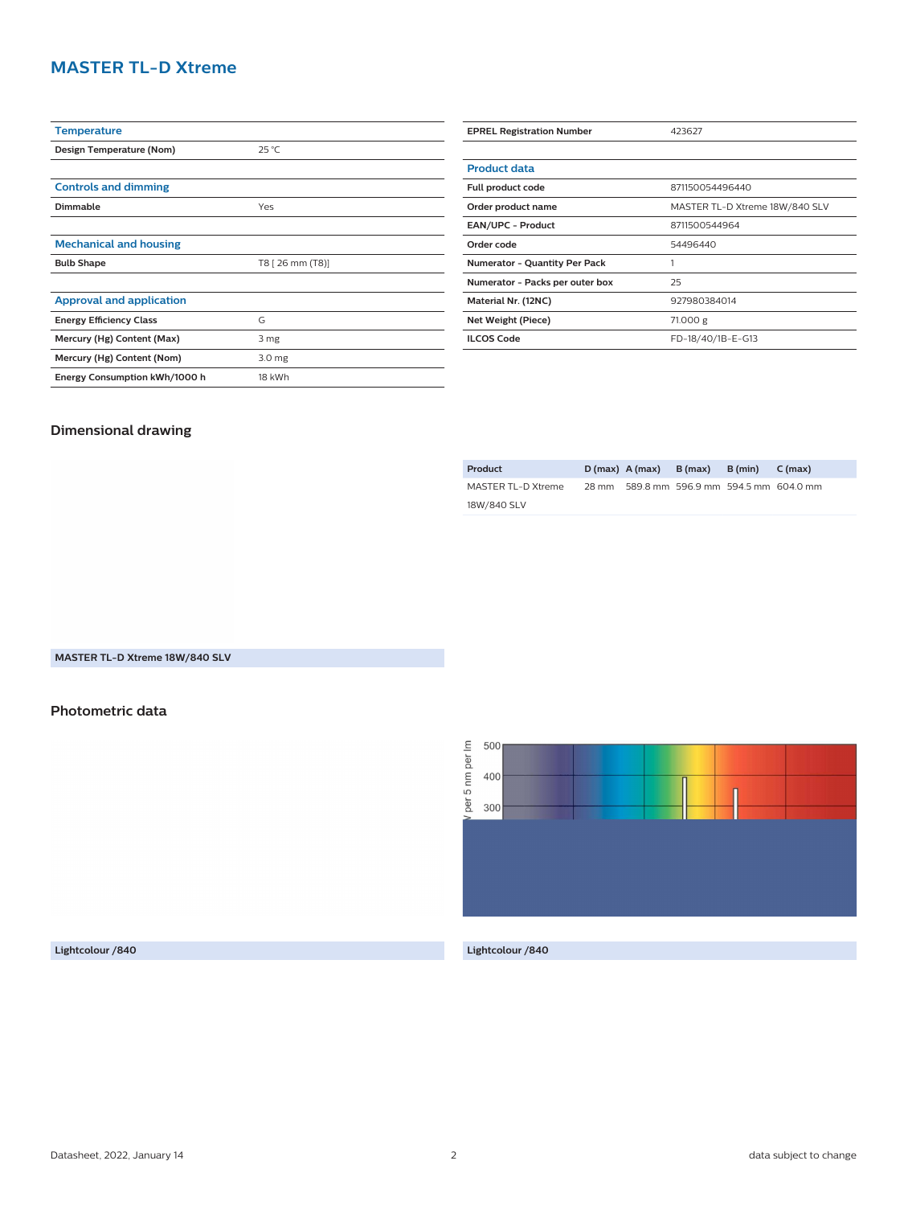# MASTER TL-D Xtreme

| Temperature | |
|---|---|
| Design Temperature (Nom) | 25 °C |

| Controls and dimming | |
|---|---|
| Dimmable | Yes |

| Mechanical and housing | |
|---|---|
| Bulb Shape | T8 [ 26 mm (T8)] |

| Approval and application | |
|---|---|
| Energy Efficiency Class | G |
| Mercury (Hg) Content (Max) | 3 mg |
| Mercury (Hg) Content (Nom) | 3.0 mg |
| Energy Consumption kWh/1000 h | 18 kWh |

| EPREL Registration Number | 423627 |
|---|---|

| Product data | |
|---|---|
| Full product code | 871150054496440 |
| Order product name | MASTER TL-D Xtreme 18W/840 SLV |
| EAN/UPC - Product | 8711500544964 |
| Order code | 54496440 |
| Numerator - Quantity Per Pack | 1 |
| Numerator - Packs per outer box | 25 |
| Material Nr. (12NC) | 927980384014 |
| Net Weight (Piece) | 71.000 g |
| ILCOS Code | FD-18/40/1B-E-G13 |

## Dimensional drawing

| Product | D (max) | A (max) | B (max) | B (min) | C (max) |
|---|---|---|---|---|---|
| MASTER TL-D Xtreme 18W/840 SLV | 28 mm | 589.8 mm | 596.9 mm | 594.5 mm | 604.0 mm |

MASTER TL-D Xtreme 18W/840 SLV

## Photometric data

V per 5 nm per lm

500

400

300

Lightcolour /840

Lightcolour /840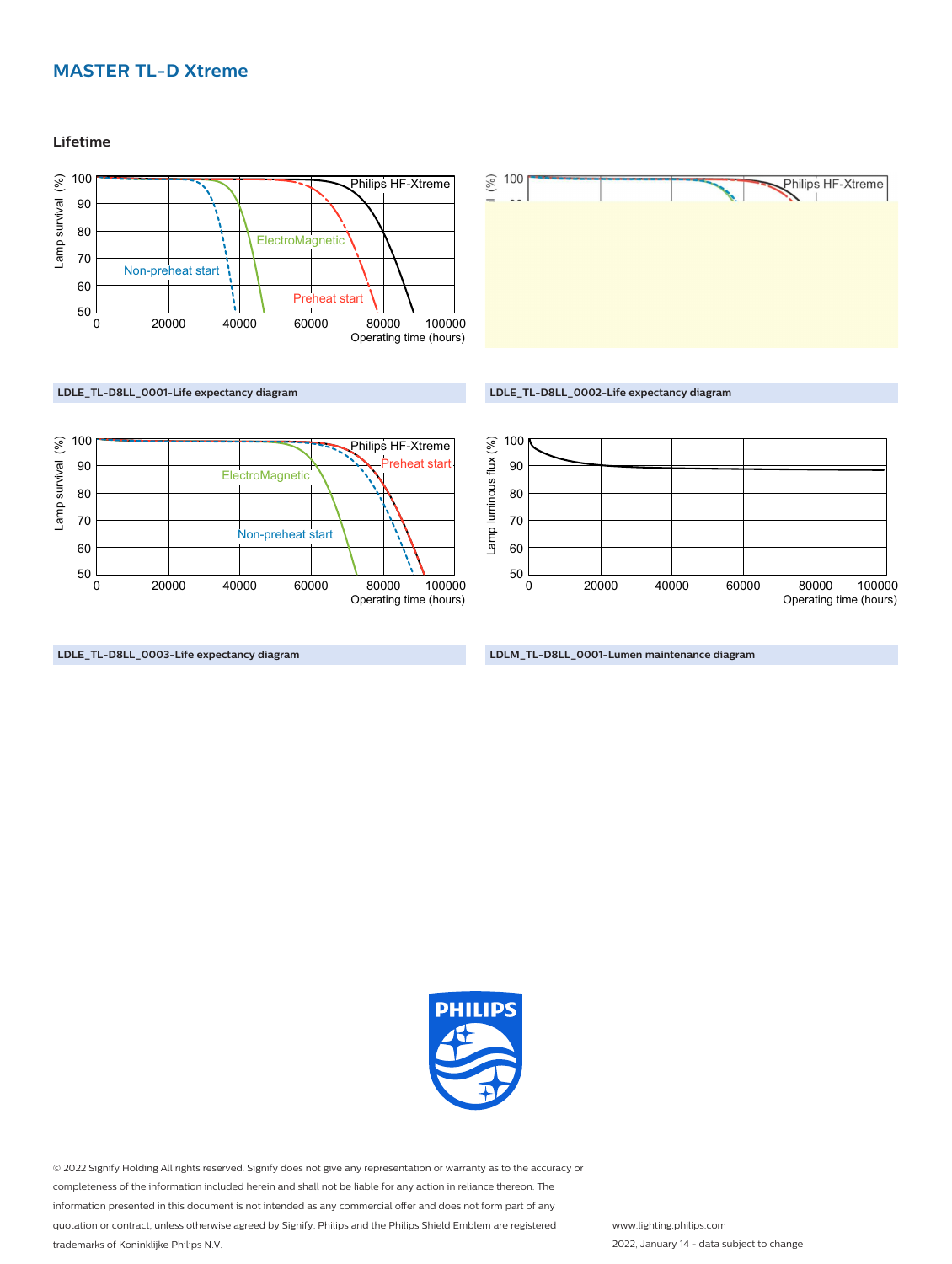# MASTER TL-D Xtreme

## Lifetime

Lamp survival (%)
100
90
80
70
60
50
0
20000
40000
60000
80000
100000
Operating time (hours)
Philips HF-Xtreme
ElectroMagnetic
Non-preheat start
Preheat start

LDLE_TL-D8LL_0001-Life expectancy diagram

(%)
100
Philips HF-Xtreme

LDLE_TL-D8LL_0002-Life expectancy diagram

Lamp survival (%)
100
90
80
70
60
50
0
20000
40000
60000
80000
100000
Operating time (hours)
Philips HF-Xtreme
Preheat start
ElectroMagnetic
Non-preheat start

LDLE_TL-D8LL_0003-Life expectancy diagram

Lamp luminous flux (%)
100
90
80
70
60
50
0
20000
40000
60000
80000
100000
Operating time (hours)

LDLM_TL-D8LL_0001-Lumen maintenance diagram

PHILIPS

© 2022 Signify Holding All rights reserved. Signify does not give any representation or warranty as to the accuracy or completeness of the information included herein and shall not be liable for any action in reliance thereon. The information presented in this document is not intended as any commercial offer and does not form part of any quotation or contract, unless otherwise agreed by Signify. Philips and the Philips Shield Emblem are registered trademarks of Koninklijke Philips N.V.

www.lighting.philips.com

2022, January 14 - data subject to change